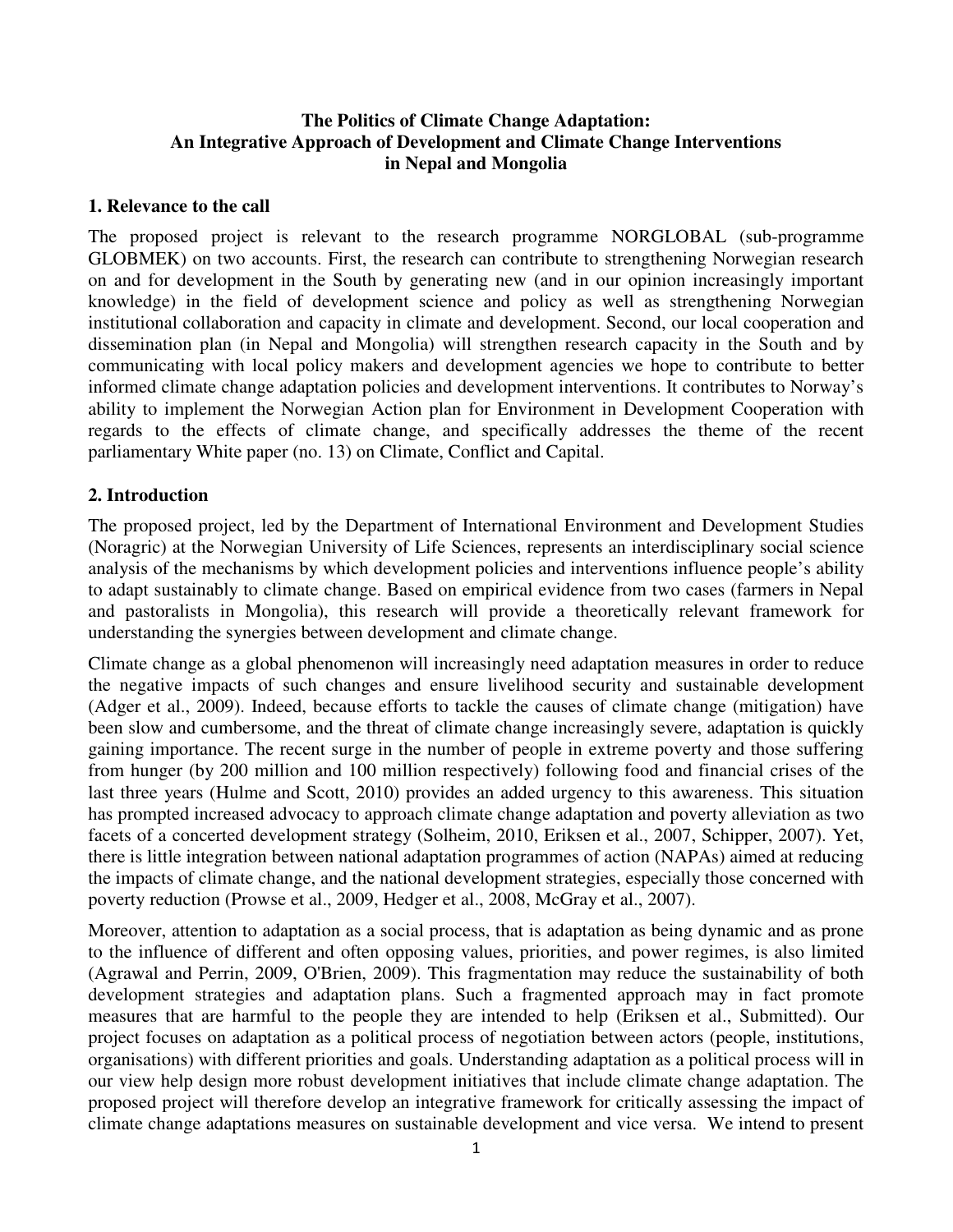# The Politics of Climate Change Adaptation: An Integrative Approach of Development and Climate Change Interventions in Nepal and Mongolia

## 1. Relevance to the call

The proposed project is relevant to the research programme NORGLOBAL (sub-programme GLOBMEK) on two accounts. First, the research can contribute to strengthening Norwegian research on and for development in the South by generating new (and in our opinion increasingly important knowledge) in the field of development science and policy as well as strengthening Norwegian institutional collaboration and capacity in climate and development. Second, our local cooperation and dissemination plan (in Nepal and Mongolia) will strengthen research capacity in the South and by communicating with local policy makers and development agencies we hope to contribute to better informed climate change adaptation policies and development interventions. It contributes to Norway's ability to implement the Norwegian Action plan for Environment in Development Cooperation with regards to the effects of climate change, and specifically addresses the theme of the recent parliamentary White paper (no. 13) on Climate, Conflict and Capital.

## 2. Introduction

The proposed project, led by the Department of International Environment and Development Studies (Noragric) at the Norwegian University of Life Sciences, represents an interdisciplinary social science analysis of the mechanisms by which development policies and interventions influence people's ability to adapt sustainably to climate change. Based on empirical evidence from two cases (farmers in Nepal and pastoralists in Mongolia), this research will provide a theoretically relevant framework for understanding the synergies between development and climate change.

Climate change as a global phenomenon will increasingly need adaptation measures in order to reduce the negative impacts of such changes and ensure livelihood security and sustainable development (Adger et al., 2009). Indeed, because efforts to tackle the causes of climate change (mitigation) have been slow and cumbersome, and the threat of climate change increasingly severe, adaptation is quickly gaining importance. The recent surge in the number of people in extreme poverty and those suffering from hunger (by 200 million and 100 million respectively) following food and financial crises of the last three years (Hulme and Scott, 2010) provides an added urgency to this awareness. This situation has prompted increased advocacy to approach climate change adaptation and poverty alleviation as two facets of a concerted development strategy (Solheim, 2010, Eriksen et al., 2007, Schipper, 2007). Yet, there is little integration between national adaptation programmes of action (NAPAs) aimed at reducing the impacts of climate change, and the national development strategies, especially those concerned with poverty reduction (Prowse et al., 2009, Hedger et al., 2008, McGray et al., 2007).

Moreover, attention to adaptation as a social process, that is adaptation as being dynamic and as prone to the influence of different and often opposing values, priorities, and power regimes, is also limited (Agrawal and Perrin, 2009, O'Brien, 2009). This fragmentation may reduce the sustainability of both development strategies and adaptation plans. Such a fragmented approach may in fact promote measures that are harmful to the people they are intended to help (Eriksen et al., Submitted). Our project focuses on adaptation as a political process of negotiation between actors (people, institutions, organisations) with different priorities and goals. Understanding adaptation as a political process will in our view help design more robust development initiatives that include climate change adaptation. The proposed project will therefore develop an integrative framework for critically assessing the impact of climate change adaptations measures on sustainable development and vice versa. We intend to present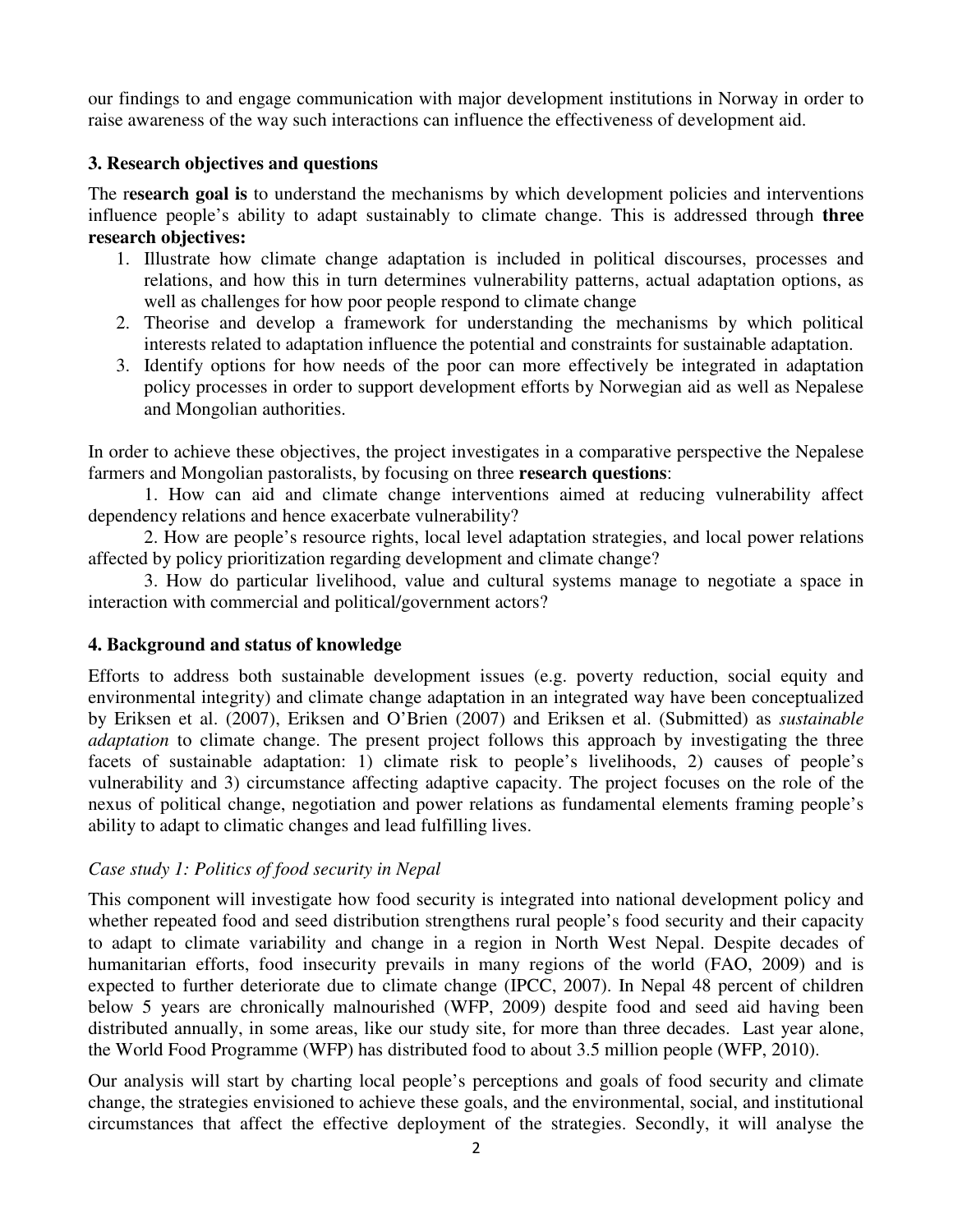our findings to and engage communication with major development institutions in Norway in order to raise awareness of the way such interactions can influence the effectiveness of development aid.

## 3. Research objectives and questions

The r**esearch goal is** to understand the mechanisms by which development policies and interventions influence people's ability to adapt sustainably to climate change. This is addressed through **three research objectives:**

1. Illustrate how climate change adaptation is included in political discourses, processes and relations, and how this in turn determines vulnerability patterns, actual adaptation options, as well as challenges for how poor people respond to climate change
2. Theorise and develop a framework for understanding the mechanisms by which political interests related to adaptation influence the potential and constraints for sustainable adaptation.
3. Identify options for how needs of the poor can more effectively be integrated in adaptation policy processes in order to support development efforts by Norwegian aid as well as Nepalese and Mongolian authorities.

In order to achieve these objectives, the project investigates in a comparative perspective the Nepalese farmers and Mongolian pastoralists, by focusing on three **research questions**:

1. How can aid and climate change interventions aimed at reducing vulnerability affect dependency relations and hence exacerbate vulnerability?

2. How are people's resource rights, local level adaptation strategies, and local power relations affected by policy prioritization regarding development and climate change?

3. How do particular livelihood, value and cultural systems manage to negotiate a space in interaction with commercial and political/government actors?

## 4. Background and status of knowledge

Efforts to address both sustainable development issues (e.g. poverty reduction, social equity and environmental integrity) and climate change adaptation in an integrated way have been conceptualized by Eriksen et al. (2007), Eriksen and O'Brien (2007) and Eriksen et al. (Submitted) as *sustainable adaptation* to climate change. The present project follows this approach by investigating the three facets of sustainable adaptation: 1) climate risk to people's livelihoods, 2) causes of people's vulnerability and 3) circumstance affecting adaptive capacity. The project focuses on the role of the nexus of political change, negotiation and power relations as fundamental elements framing people's ability to adapt to climatic changes and lead fulfilling lives.

*Case study 1: Politics of food security in Nepal*

This component will investigate how food security is integrated into national development policy and whether repeated food and seed distribution strengthens rural people's food security and their capacity to adapt to climate variability and change in a region in North West Nepal. Despite decades of humanitarian efforts, food insecurity prevails in many regions of the world (FAO, 2009) and is expected to further deteriorate due to climate change (IPCC, 2007). In Nepal 48 percent of children below 5 years are chronically malnourished (WFP, 2009) despite food and seed aid having been distributed annually, in some areas, like our study site, for more than three decades. Last year alone, the World Food Programme (WFP) has distributed food to about 3.5 million people (WFP, 2010).

Our analysis will start by charting local people's perceptions and goals of food security and climate change, the strategies envisioned to achieve these goals, and the environmental, social, and institutional circumstances that affect the effective deployment of the strategies. Secondly, it will analyse the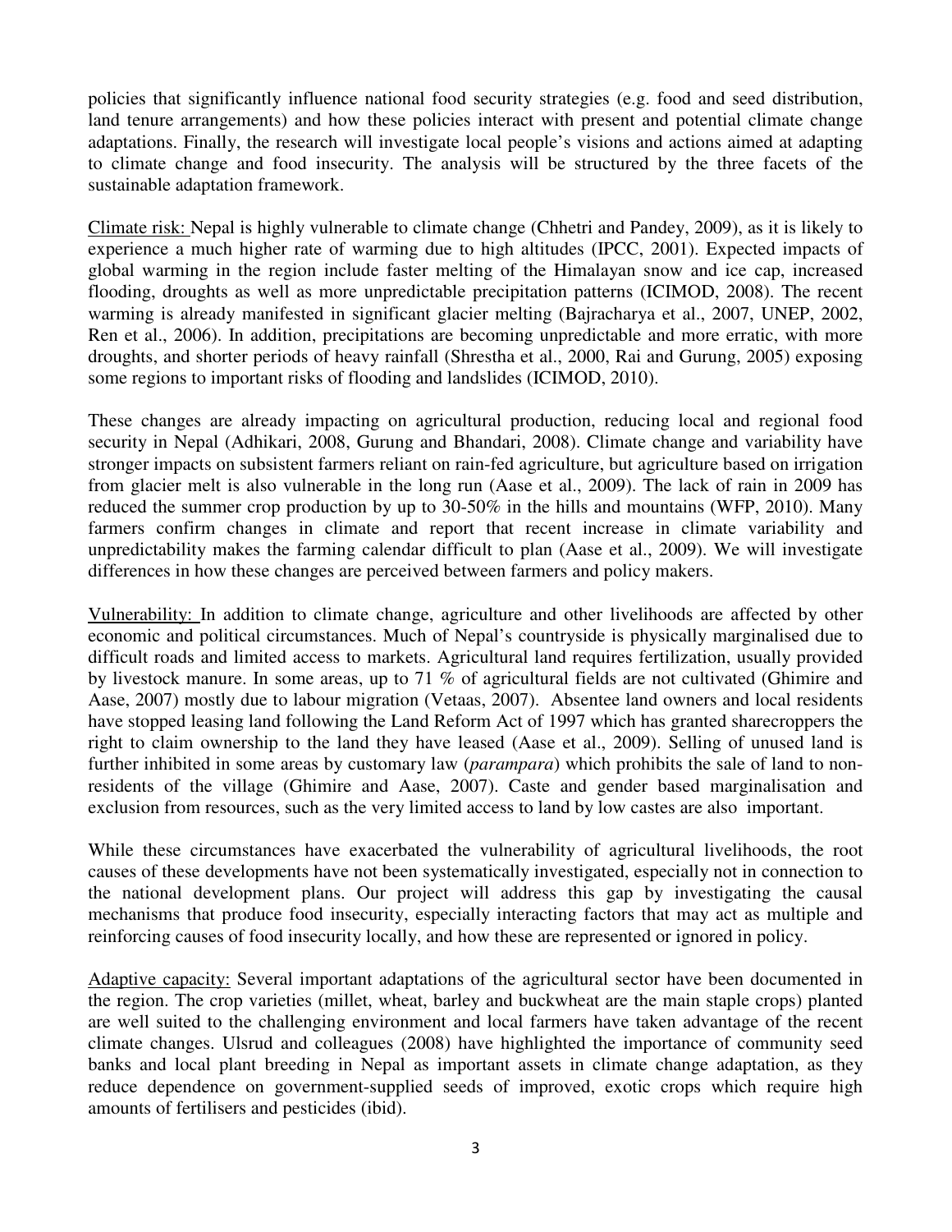policies that significantly influence national food security strategies (e.g. food and seed distribution, land tenure arrangements) and how these policies interact with present and potential climate change adaptations. Finally, the research will investigate local people's visions and actions aimed at adapting to climate change and food insecurity. The analysis will be structured by the three facets of the sustainable adaptation framework.

<u>Climate risk:</u> Nepal is highly vulnerable to climate change (Chhetri and Pandey, 2009), as it is likely to experience a much higher rate of warming due to high altitudes (IPCC, 2001). Expected impacts of global warming in the region include faster melting of the Himalayan snow and ice cap, increased flooding, droughts as well as more unpredictable precipitation patterns (ICIMOD, 2008). The recent warming is already manifested in significant glacier melting (Bajracharya et al., 2007, UNEP, 2002, Ren et al., 2006). In addition, precipitations are becoming unpredictable and more erratic, with more droughts, and shorter periods of heavy rainfall (Shrestha et al., 2000, Rai and Gurung, 2005) exposing some regions to important risks of flooding and landslides (ICIMOD, 2010).

These changes are already impacting on agricultural production, reducing local and regional food security in Nepal (Adhikari, 2008, Gurung and Bhandari, 2008). Climate change and variability have stronger impacts on subsistent farmers reliant on rain-fed agriculture, but agriculture based on irrigation from glacier melt is also vulnerable in the long run (Aase et al., 2009). The lack of rain in 2009 has reduced the summer crop production by up to 30-50% in the hills and mountains (WFP, 2010). Many farmers confirm changes in climate and report that recent increase in climate variability and unpredictability makes the farming calendar difficult to plan (Aase et al., 2009). We will investigate differences in how these changes are perceived between farmers and policy makers.

<u>Vulnerability:</u> In addition to climate change, agriculture and other livelihoods are affected by other economic and political circumstances. Much of Nepal's countryside is physically marginalised due to difficult roads and limited access to markets. Agricultural land requires fertilization, usually provided by livestock manure. In some areas, up to 71 % of agricultural fields are not cultivated (Ghimire and Aase, 2007) mostly due to labour migration (Vetaas, 2007). Absentee land owners and local residents have stopped leasing land following the Land Reform Act of 1997 which has granted sharecroppers the right to claim ownership to the land they have leased (Aase et al., 2009). Selling of unused land is further inhibited in some areas by customary law (*parampara*) which prohibits the sale of land to non-residents of the village (Ghimire and Aase, 2007). Caste and gender based marginalisation and exclusion from resources, such as the very limited access to land by low castes are also important.

While these circumstances have exacerbated the vulnerability of agricultural livelihoods, the root causes of these developments have not been systematically investigated, especially not in connection to the national development plans. Our project will address this gap by investigating the causal mechanisms that produce food insecurity, especially interacting factors that may act as multiple and reinforcing causes of food insecurity locally, and how these are represented or ignored in policy.

<u>Adaptive capacity:</u> Several important adaptations of the agricultural sector have been documented in the region. The crop varieties (millet, wheat, barley and buckwheat are the main staple crops) planted are well suited to the challenging environment and local farmers have taken advantage of the recent climate changes. Ulsrud and colleagues (2008) have highlighted the importance of community seed banks and local plant breeding in Nepal as important assets in climate change adaptation, as they reduce dependence on government-supplied seeds of improved, exotic crops which require high amounts of fertilisers and pesticides (ibid).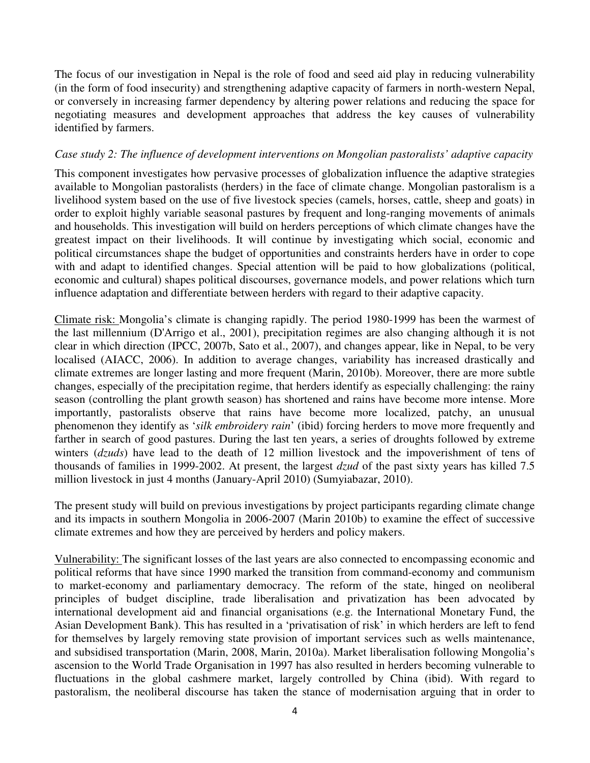The focus of our investigation in Nepal is the role of food and seed aid play in reducing vulnerability (in the form of food insecurity) and strengthening adaptive capacity of farmers in north-western Nepal, or conversely in increasing farmer dependency by altering power relations and reducing the space for negotiating measures and development approaches that address the key causes of vulnerability identified by farmers.

*Case study 2: The influence of development interventions on Mongolian pastoralists' adaptive capacity*

This component investigates how pervasive processes of globalization influence the adaptive strategies available to Mongolian pastoralists (herders) in the face of climate change. Mongolian pastoralism is a livelihood system based on the use of five livestock species (camels, horses, cattle, sheep and goats) in order to exploit highly variable seasonal pastures by frequent and long-ranging movements of animals and households. This investigation will build on herders perceptions of which climate changes have the greatest impact on their livelihoods. It will continue by investigating which social, economic and political circumstances shape the budget of opportunities and constraints herders have in order to cope with and adapt to identified changes. Special attention will be paid to how globalizations (political, economic and cultural) shapes political discourses, governance models, and power relations which turn influence adaptation and differentiate between herders with regard to their adaptive capacity.

<u>Climate risk:</u> Mongolia's climate is changing rapidly. The period 1980-1999 has been the warmest of the last millennium (D'Arrigo et al., 2001), precipitation regimes are also changing although it is not clear in which direction (IPCC, 2007b, Sato et al., 2007), and changes appear, like in Nepal, to be very localised (AIACC, 2006). In addition to average changes, variability has increased drastically and climate extremes are longer lasting and more frequent (Marin, 2010b). Moreover, there are more subtle changes, especially of the precipitation regime, that herders identify as especially challenging: the rainy season (controlling the plant growth season) has shortened and rains have become more intense. More importantly, pastoralists observe that rains have become more localized, patchy, an unusual phenomenon they identify as '*silk embroidery rain*' (ibid) forcing herders to move more frequently and farther in search of good pastures. During the last ten years, a series of droughts followed by extreme winters (*dzuds*) have lead to the death of 12 million livestock and the impoverishment of tens of thousands of families in 1999-2002. At present, the largest *dzud* of the past sixty years has killed 7.5 million livestock in just 4 months (January-April 2010) (Sumyiabazar, 2010).

The present study will build on previous investigations by project participants regarding climate change and its impacts in southern Mongolia in 2006-2007 (Marin 2010b) to examine the effect of successive climate extremes and how they are perceived by herders and policy makers.

<u>Vulnerability:</u> The significant losses of the last years are also connected to encompassing economic and political reforms that have since 1990 marked the transition from command-economy and communism to market-economy and parliamentary democracy. The reform of the state, hinged on neoliberal principles of budget discipline, trade liberalisation and privatization has been advocated by international development aid and financial organisations (e.g. the International Monetary Fund, the Asian Development Bank). This has resulted in a 'privatisation of risk' in which herders are left to fend for themselves by largely removing state provision of important services such as wells maintenance, and subsidised transportation (Marin, 2008, Marin, 2010a). Market liberalisation following Mongolia's ascension to the World Trade Organisation in 1997 has also resulted in herders becoming vulnerable to fluctuations in the global cashmere market, largely controlled by China (ibid). With regard to pastoralism, the neoliberal discourse has taken the stance of modernisation arguing that in order to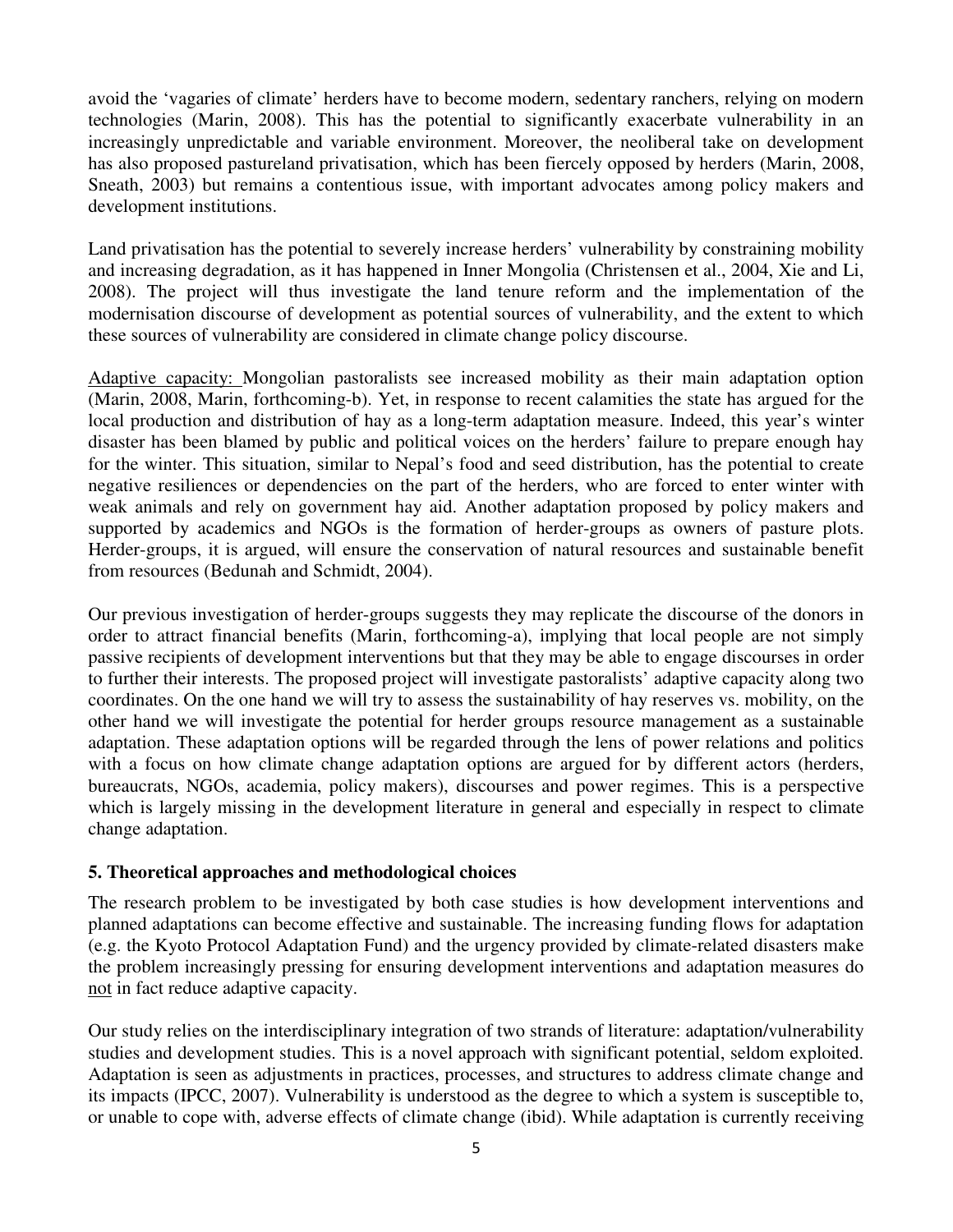avoid the 'vagaries of climate' herders have to become modern, sedentary ranchers, relying on modern technologies (Marin, 2008). This has the potential to significantly exacerbate vulnerability in an increasingly unpredictable and variable environment. Moreover, the neoliberal take on development has also proposed pastureland privatisation, which has been fiercely opposed by herders (Marin, 2008, Sneath, 2003) but remains a contentious issue, with important advocates among policy makers and development institutions.

Land privatisation has the potential to severely increase herders' vulnerability by constraining mobility and increasing degradation, as it has happened in Inner Mongolia (Christensen et al., 2004, Xie and Li, 2008). The project will thus investigate the land tenure reform and the implementation of the modernisation discourse of development as potential sources of vulnerability, and the extent to which these sources of vulnerability are considered in climate change policy discourse.

<u>Adaptive capacity:</u> Mongolian pastoralists see increased mobility as their main adaptation option (Marin, 2008, Marin, forthcoming-b). Yet, in response to recent calamities the state has argued for the local production and distribution of hay as a long-term adaptation measure. Indeed, this year's winter disaster has been blamed by public and political voices on the herders' failure to prepare enough hay for the winter. This situation, similar to Nepal's food and seed distribution, has the potential to create negative resiliences or dependencies on the part of the herders, who are forced to enter winter with weak animals and rely on government hay aid. Another adaptation proposed by policy makers and supported by academics and NGOs is the formation of herder-groups as owners of pasture plots. Herder-groups, it is argued, will ensure the conservation of natural resources and sustainable benefit from resources (Bedunah and Schmidt, 2004).

Our previous investigation of herder-groups suggests they may replicate the discourse of the donors in order to attract financial benefits (Marin, forthcoming-a), implying that local people are not simply passive recipients of development interventions but that they may be able to engage discourses in order to further their interests. The proposed project will investigate pastoralists' adaptive capacity along two coordinates. On the one hand we will try to assess the sustainability of hay reserves vs. mobility, on the other hand we will investigate the potential for herder groups resource management as a sustainable adaptation. These adaptation options will be regarded through the lens of power relations and politics with a focus on how climate change adaptation options are argued for by different actors (herders, bureaucrats, NGOs, academia, policy makers), discourses and power regimes. This is a perspective which is largely missing in the development literature in general and especially in respect to climate change adaptation.

## 5. Theoretical approaches and methodological choices

The research problem to be investigated by both case studies is how development interventions and planned adaptations can become effective and sustainable. The increasing funding flows for adaptation (e.g. the Kyoto Protocol Adaptation Fund) and the urgency provided by climate-related disasters make the problem increasingly pressing for ensuring development interventions and adaptation measures do <u>not</u> in fact reduce adaptive capacity.

Our study relies on the interdisciplinary integration of two strands of literature: adaptation/vulnerability studies and development studies. This is a novel approach with significant potential, seldom exploited. Adaptation is seen as adjustments in practices, processes, and structures to address climate change and its impacts (IPCC, 2007). Vulnerability is understood as the degree to which a system is susceptible to, or unable to cope with, adverse effects of climate change (ibid). While adaptation is currently receiving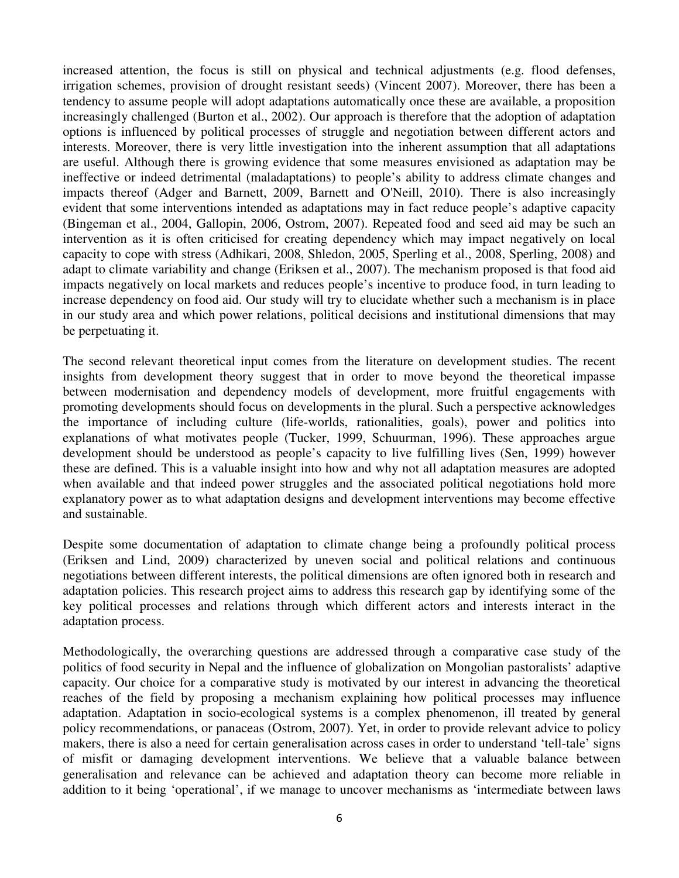increased attention, the focus is still on physical and technical adjustments (e.g. flood defenses, irrigation schemes, provision of drought resistant seeds) (Vincent 2007). Moreover, there has been a tendency to assume people will adopt adaptations automatically once these are available, a proposition increasingly challenged (Burton et al., 2002). Our approach is therefore that the adoption of adaptation options is influenced by political processes of struggle and negotiation between different actors and interests. Moreover, there is very little investigation into the inherent assumption that all adaptations are useful. Although there is growing evidence that some measures envisioned as adaptation may be ineffective or indeed detrimental (maladaptations) to people's ability to address climate changes and impacts thereof (Adger and Barnett, 2009, Barnett and O'Neill, 2010). There is also increasingly evident that some interventions intended as adaptations may in fact reduce people's adaptive capacity (Bingeman et al., 2004, Gallopin, 2006, Ostrom, 2007). Repeated food and seed aid may be such an intervention as it is often criticised for creating dependency which may impact negatively on local capacity to cope with stress (Adhikari, 2008, Shledon, 2005, Sperling et al., 2008, Sperling, 2008) and adapt to climate variability and change (Eriksen et al., 2007). The mechanism proposed is that food aid impacts negatively on local markets and reduces people's incentive to produce food, in turn leading to increase dependency on food aid. Our study will try to elucidate whether such a mechanism is in place in our study area and which power relations, political decisions and institutional dimensions that may be perpetuating it.

The second relevant theoretical input comes from the literature on development studies. The recent insights from development theory suggest that in order to move beyond the theoretical impasse between modernisation and dependency models of development, more fruitful engagements with promoting developments should focus on developments in the plural. Such a perspective acknowledges the importance of including culture (life-worlds, rationalities, goals), power and politics into explanations of what motivates people (Tucker, 1999, Schuurman, 1996). These approaches argue development should be understood as people's capacity to live fulfilling lives (Sen, 1999) however these are defined. This is a valuable insight into how and why not all adaptation measures are adopted when available and that indeed power struggles and the associated political negotiations hold more explanatory power as to what adaptation designs and development interventions may become effective and sustainable.

Despite some documentation of adaptation to climate change being a profoundly political process (Eriksen and Lind, 2009) characterized by uneven social and political relations and continuous negotiations between different interests, the political dimensions are often ignored both in research and adaptation policies. This research project aims to address this research gap by identifying some of the key political processes and relations through which different actors and interests interact in the adaptation process.

Methodologically, the overarching questions are addressed through a comparative case study of the politics of food security in Nepal and the influence of globalization on Mongolian pastoralists' adaptive capacity. Our choice for a comparative study is motivated by our interest in advancing the theoretical reaches of the field by proposing a mechanism explaining how political processes may influence adaptation. Adaptation in socio-ecological systems is a complex phenomenon, ill treated by general policy recommendations, or panaceas (Ostrom, 2007). Yet, in order to provide relevant advice to policy makers, there is also a need for certain generalisation across cases in order to understand 'tell-tale' signs of misfit or damaging development interventions. We believe that a valuable balance between generalisation and relevance can be achieved and adaptation theory can become more reliable in addition to it being 'operational', if we manage to uncover mechanisms as 'intermediate between laws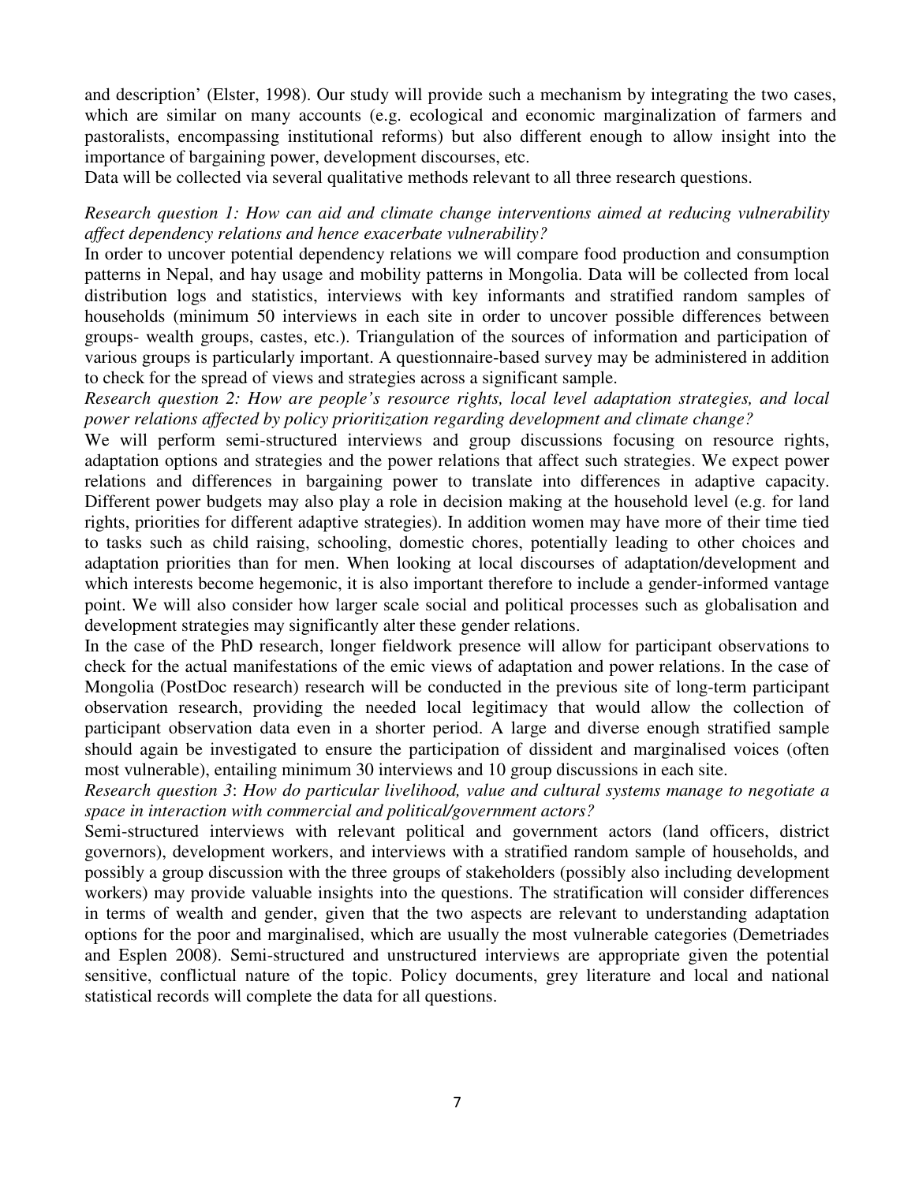and description' (Elster, 1998). Our study will provide such a mechanism by integrating the two cases, which are similar on many accounts (e.g. ecological and economic marginalization of farmers and pastoralists, encompassing institutional reforms) but also different enough to allow insight into the importance of bargaining power, development discourses, etc.

Data will be collected via several qualitative methods relevant to all three research questions.

*Research question 1: How can aid and climate change interventions aimed at reducing vulnerability affect dependency relations and hence exacerbate vulnerability?*

In order to uncover potential dependency relations we will compare food production and consumption patterns in Nepal, and hay usage and mobility patterns in Mongolia. Data will be collected from local distribution logs and statistics, interviews with key informants and stratified random samples of households (minimum 50 interviews in each site in order to uncover possible differences between groups- wealth groups, castes, etc.). Triangulation of the sources of information and participation of various groups is particularly important. A questionnaire-based survey may be administered in addition to check for the spread of views and strategies across a significant sample.

*Research question 2: How are people's resource rights, local level adaptation strategies, and local power relations affected by policy prioritization regarding development and climate change?*

We will perform semi-structured interviews and group discussions focusing on resource rights, adaptation options and strategies and the power relations that affect such strategies. We expect power relations and differences in bargaining power to translate into differences in adaptive capacity. Different power budgets may also play a role in decision making at the household level (e.g. for land rights, priorities for different adaptive strategies). In addition women may have more of their time tied to tasks such as child raising, schooling, domestic chores, potentially leading to other choices and adaptation priorities than for men. When looking at local discourses of adaptation/development and which interests become hegemonic, it is also important therefore to include a gender-informed vantage point. We will also consider how larger scale social and political processes such as globalisation and development strategies may significantly alter these gender relations.

In the case of the PhD research, longer fieldwork presence will allow for participant observations to check for the actual manifestations of the emic views of adaptation and power relations. In the case of Mongolia (PostDoc research) research will be conducted in the previous site of long-term participant observation research, providing the needed local legitimacy that would allow the collection of participant observation data even in a shorter period. A large and diverse enough stratified sample should again be investigated to ensure the participation of dissident and marginalised voices (often most vulnerable), entailing minimum 30 interviews and 10 group discussions in each site.

*Research question 3*: *How do particular livelihood, value and cultural systems manage to negotiate a space in interaction with commercial and political/government actors?*

Semi-structured interviews with relevant political and government actors (land officers, district governors), development workers, and interviews with a stratified random sample of households, and possibly a group discussion with the three groups of stakeholders (possibly also including development workers) may provide valuable insights into the questions. The stratification will consider differences in terms of wealth and gender, given that the two aspects are relevant to understanding adaptation options for the poor and marginalised, which are usually the most vulnerable categories (Demetriades and Esplen 2008). Semi-structured and unstructured interviews are appropriate given the potential sensitive, conflictual nature of the topic. Policy documents, grey literature and local and national statistical records will complete the data for all questions.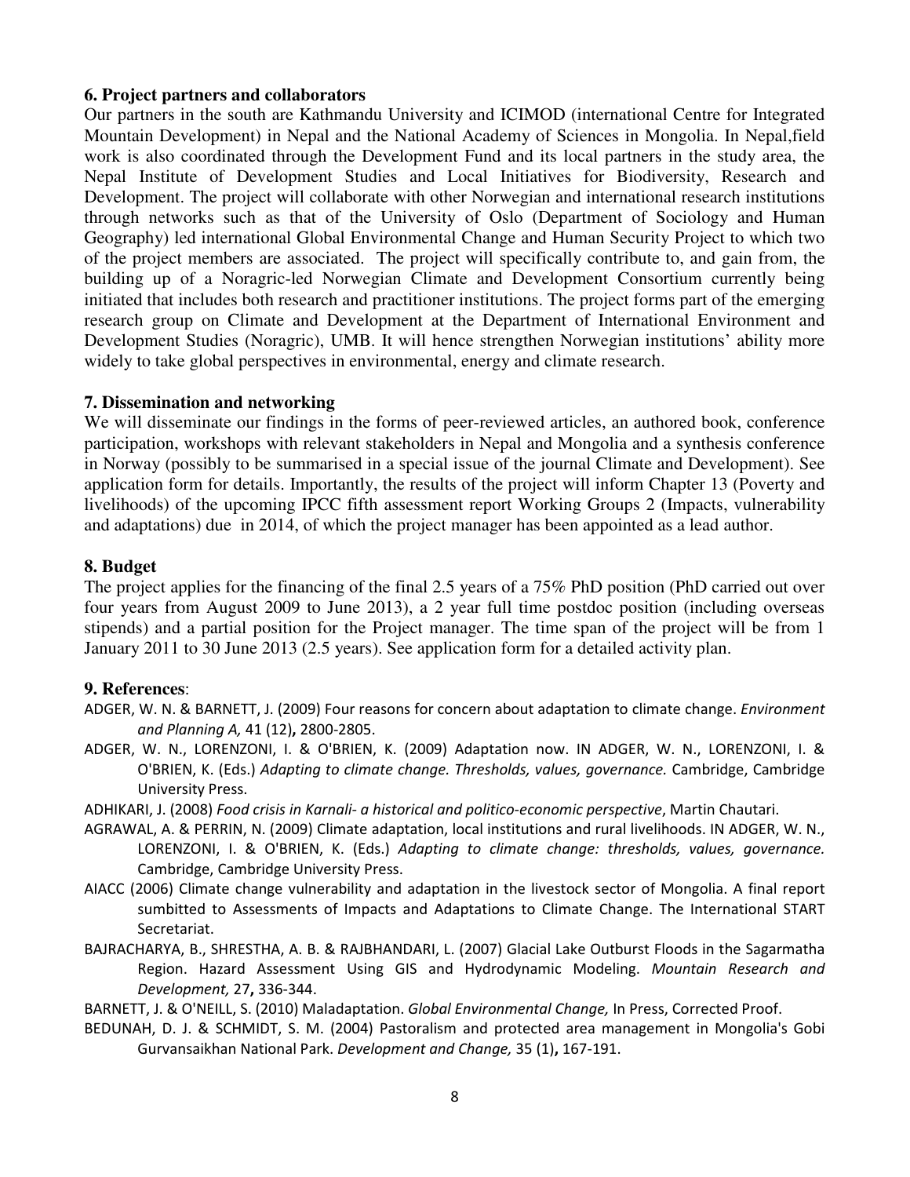### 6. Project partners and collaborators

Our partners in the south are Kathmandu University and ICIMOD (international Centre for Integrated Mountain Development) in Nepal and the National Academy of Sciences in Mongolia. In Nepal,field work is also coordinated through the Development Fund and its local partners in the study area, the Nepal Institute of Development Studies and Local Initiatives for Biodiversity, Research and Development. The project will collaborate with other Norwegian and international research institutions through networks such as that of the University of Oslo (Department of Sociology and Human Geography) led international Global Environmental Change and Human Security Project to which two of the project members are associated. The project will specifically contribute to, and gain from, the building up of a Noragric-led Norwegian Climate and Development Consortium currently being initiated that includes both research and practitioner institutions. The project forms part of the emerging research group on Climate and Development at the Department of International Environment and Development Studies (Noragric), UMB. It will hence strengthen Norwegian institutions' ability more widely to take global perspectives in environmental, energy and climate research.

### 7. Dissemination and networking

We will disseminate our findings in the forms of peer-reviewed articles, an authored book, conference participation, workshops with relevant stakeholders in Nepal and Mongolia and a synthesis conference in Norway (possibly to be summarised in a special issue of the journal Climate and Development). See application form for details. Importantly, the results of the project will inform Chapter 13 (Poverty and livelihoods) of the upcoming IPCC fifth assessment report Working Groups 2 (Impacts, vulnerability and adaptations) due in 2014, of which the project manager has been appointed as a lead author.

### 8. Budget

The project applies for the financing of the final 2.5 years of a 75% PhD position (PhD carried out over four years from August 2009 to June 2013), a 2 year full time postdoc position (including overseas stipends) and a partial position for the Project manager. The time span of the project will be from 1 January 2011 to 30 June 2013 (2.5 years). See application form for a detailed activity plan.

### 9. References:

ADGER, W. N. & BARNETT, J. (2009) Four reasons for concern about adaptation to climate change. *Environment and Planning A,* 41 (12)**,** 2800-2805.

ADGER, W. N., LORENZONI, I. & O'BRIEN, K. (2009) Adaptation now. IN ADGER, W. N., LORENZONI, I. & O'BRIEN, K. (Eds.) *Adapting to climate change. Thresholds, values, governance.* Cambridge, Cambridge University Press.

ADHIKARI, J. (2008) *Food crisis in Karnali- a historical and politico-economic perspective*, Martin Chautari.

AGRAWAL, A. & PERRIN, N. (2009) Climate adaptation, local institutions and rural livelihoods. IN ADGER, W. N., LORENZONI, I. & O'BRIEN, K. (Eds.) *Adapting to climate change: thresholds, values, governance.* Cambridge, Cambridge University Press.

AIACC (2006) Climate change vulnerability and adaptation in the livestock sector of Mongolia. A final report sumbitted to Assessments of Impacts and Adaptations to Climate Change. The International START Secretariat.

BAJRACHARYA, B., SHRESTHA, A. B. & RAJBHANDARI, L. (2007) Glacial Lake Outburst Floods in the Sagarmatha Region. Hazard Assessment Using GIS and Hydrodynamic Modeling. *Mountain Research and Development,* 27**,** 336-344.

BARNETT, J. & O'NEILL, S. (2010) Maladaptation. *Global Environmental Change,* In Press, Corrected Proof.

BEDUNAH, D. J. & SCHMIDT, S. M. (2004) Pastoralism and protected area management in Mongolia's Gobi Gurvansaikhan National Park. *Development and Change,* 35 (1)**,** 167-191.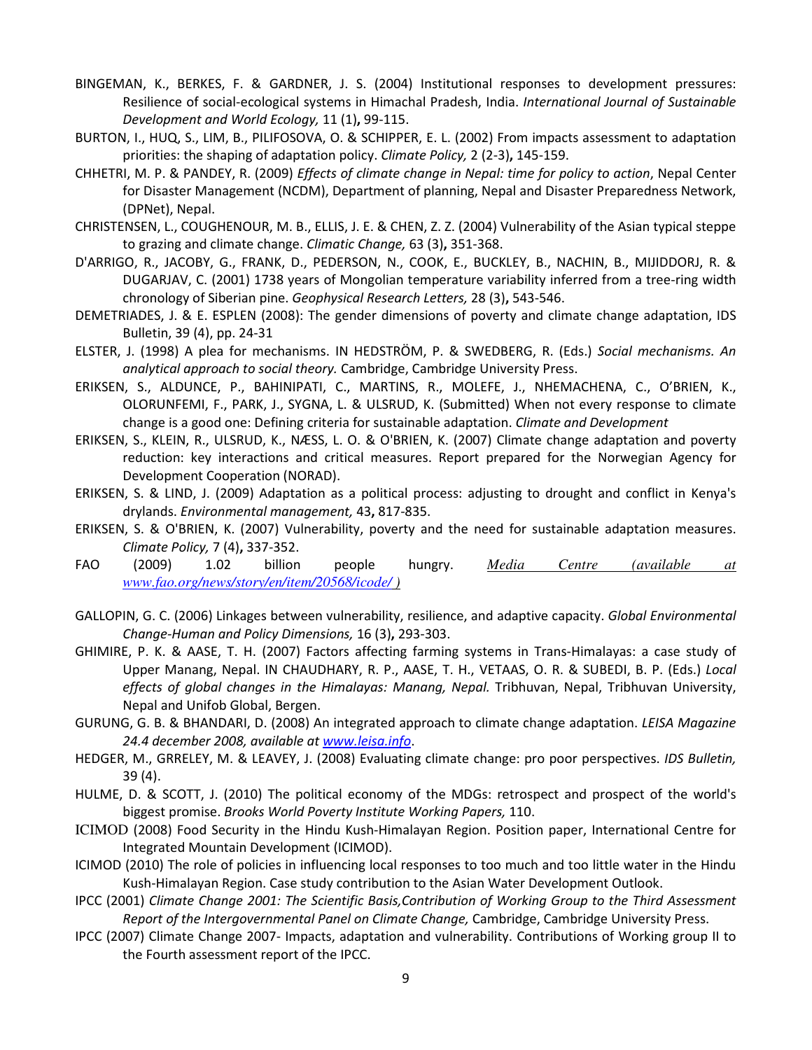BINGEMAN, K., BERKES, F. & GARDNER, J. S. (2004) Institutional responses to development pressures: Resilience of social-ecological systems in Himachal Pradesh, India. *International Journal of Sustainable Development and World Ecology,* 11 (1)**,** 99-115.

BURTON, I., HUQ, S., LIM, B., PILIFOSOVA, O. & SCHIPPER, E. L. (2002) From impacts assessment to adaptation priorities: the shaping of adaptation policy. *Climate Policy,* 2 (2-3)**,** 145-159.

CHHETRI, M. P. & PANDEY, R. (2009) *Effects of climate change in Nepal: time for policy to action*, Nepal Center for Disaster Management (NCDM), Department of planning, Nepal and Disaster Preparedness Network, (DPNet), Nepal.

CHRISTENSEN, L., COUGHENOUR, M. B., ELLIS, J. E. & CHEN, Z. Z. (2004) Vulnerability of the Asian typical steppe to grazing and climate change. *Climatic Change,* 63 (3)**,** 351-368.

D'ARRIGO, R., JACOBY, G., FRANK, D., PEDERSON, N., COOK, E., BUCKLEY, B., NACHIN, B., MIJIDDORJ, R. & DUGARJAV, C. (2001) 1738 years of Mongolian temperature variability inferred from a tree-ring width chronology of Siberian pine. *Geophysical Research Letters,* 28 (3)**,** 543-546.

DEMETRIADES, J. & E. ESPLEN (2008): The gender dimensions of poverty and climate change adaptation, IDS Bulletin, 39 (4), pp. 24-31

ELSTER, J. (1998) A plea for mechanisms. IN HEDSTRÖM, P. & SWEDBERG, R. (Eds.) *Social mechanisms. An analytical approach to social theory.* Cambridge, Cambridge University Press.

ERIKSEN, S., ALDUNCE, P., BAHINIPATI, C., MARTINS, R., MOLEFE, J., NHEMACHENA, C., O'BRIEN, K., OLORUNFEMI, F., PARK, J., SYGNA, L. & ULSRUD, K. (Submitted) When not every response to climate change is a good one: Defining criteria for sustainable adaptation. *Climate and Development*

ERIKSEN, S., KLEIN, R., ULSRUD, K., NÆSS, L. O. & O'BRIEN, K. (2007) Climate change adaptation and poverty reduction: key interactions and critical measures. Report prepared for the Norwegian Agency for Development Cooperation (NORAD).

ERIKSEN, S. & LIND, J. (2009) Adaptation as a political process: adjusting to drought and conflict in Kenya's drylands. *Environmental management,* 43**,** 817-835.

ERIKSEN, S. & O'BRIEN, K. (2007) Vulnerability, poverty and the need for sustainable adaptation measures. *Climate Policy,* 7 (4)**,** 337-352.

FAO (2009) 1.02 billion people hungry. *Media Centre (available at www.fao.org/news/story/en/item/20568/icode/ )*

GALLOPIN, G. C. (2006) Linkages between vulnerability, resilience, and adaptive capacity. *Global Environmental Change-Human and Policy Dimensions,* 16 (3)**,** 293-303.

GHIMIRE, P. K. & AASE, T. H. (2007) Factors affecting farming systems in Trans-Himalayas: a case study of Upper Manang, Nepal. IN CHAUDHARY, R. P., AASE, T. H., VETAAS, O. R. & SUBEDI, B. P. (Eds.) *Local effects of global changes in the Himalayas: Manang, Nepal.* Tribhuvan, Nepal, Tribhuvan University, Nepal and Unifob Global, Bergen.

GURUNG, G. B. & BHANDARI, D. (2008) An integrated approach to climate change adaptation. *LEISA Magazine 24.4 december 2008, available at www.leisa.info*.

HEDGER, M., GRRELEY, M. & LEAVEY, J. (2008) Evaluating climate change: pro poor perspectives. *IDS Bulletin,* 39 (4).

HULME, D. & SCOTT, J. (2010) The political economy of the MDGs: retrospect and prospect of the world's biggest promise. *Brooks World Poverty Institute Working Papers,* 110.

ICIMOD (2008) Food Security in the Hindu Kush-Himalayan Region. Position paper, International Centre for Integrated Mountain Development (ICIMOD).

ICIMOD (2010) The role of policies in influencing local responses to too much and too little water in the Hindu Kush-Himalayan Region. Case study contribution to the Asian Water Development Outlook.

IPCC (2001) *Climate Change 2001: The Scientific Basis,Contribution of Working Group to the Third Assessment Report of the Intergovernmental Panel on Climate Change,* Cambridge, Cambridge University Press.

IPCC (2007) Climate Change 2007- Impacts, adaptation and vulnerability. Contributions of Working group II to the Fourth assessment report of the IPCC.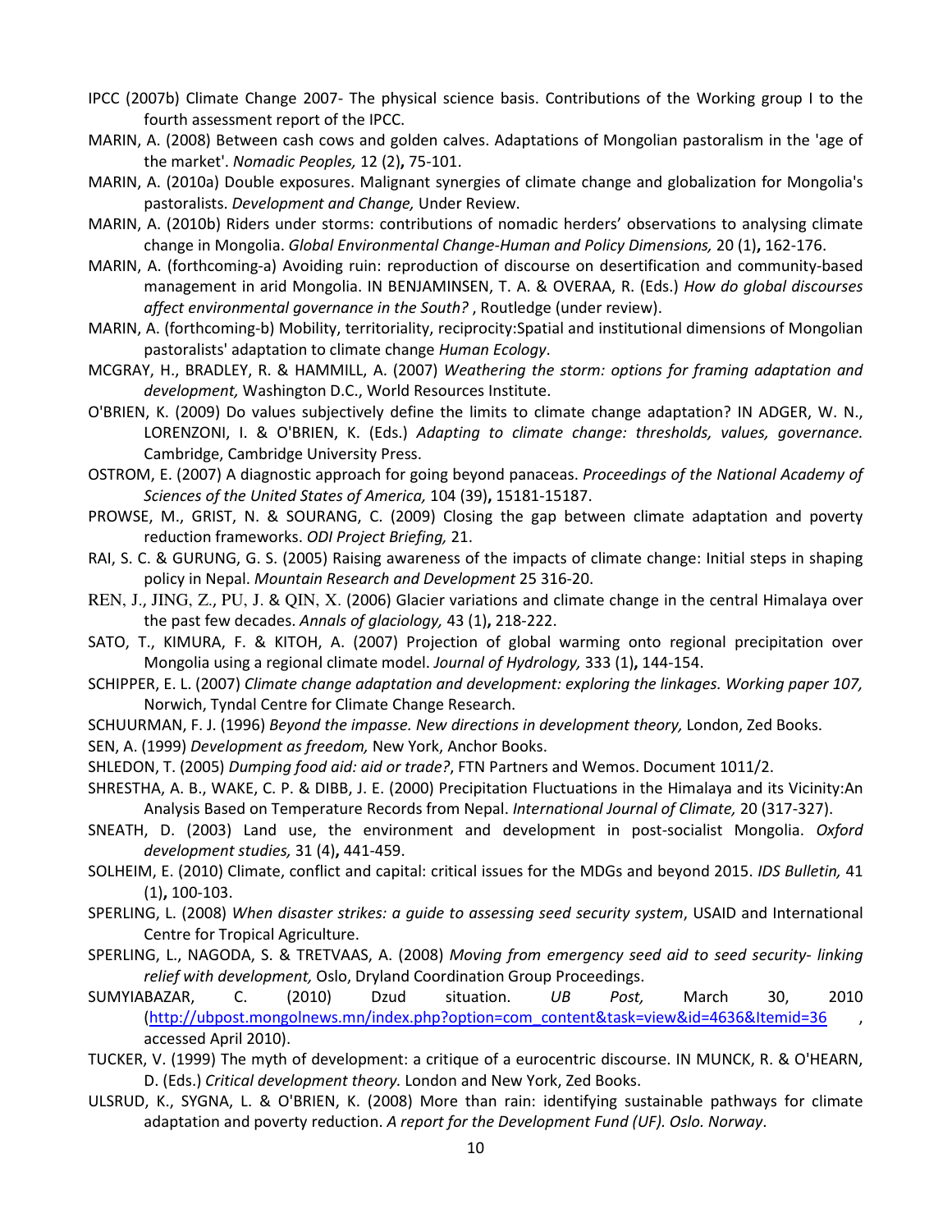IPCC (2007b) Climate Change 2007- The physical science basis. Contributions of the Working group I to the fourth assessment report of the IPCC.

MARIN, A. (2008) Between cash cows and golden calves. Adaptations of Mongolian pastoralism in the 'age of the market'. *Nomadic Peoples,* 12 (2)**,** 75-101.

MARIN, A. (2010a) Double exposures. Malignant synergies of climate change and globalization for Mongolia's pastoralists. *Development and Change,* Under Review.

MARIN, A. (2010b) Riders under storms: contributions of nomadic herders' observations to analysing climate change in Mongolia. *Global Environmental Change-Human and Policy Dimensions,* 20 (1)**,** 162-176.

MARIN, A. (forthcoming-a) Avoiding ruin: reproduction of discourse on desertification and community-based management in arid Mongolia. IN BENJAMINSEN, T. A. & OVERAA, R. (Eds.) *How do global discourses affect environmental governance in the South?* , Routledge (under review).

MARIN, A. (forthcoming-b) Mobility, territoriality, reciprocity:Spatial and institutional dimensions of Mongolian pastoralists' adaptation to climate change *Human Ecology*.

MCGRAY, H., BRADLEY, R. & HAMMILL, A. (2007) *Weathering the storm: options for framing adaptation and development,* Washington D.C., World Resources Institute.

O'BRIEN, K. (2009) Do values subjectively define the limits to climate change adaptation? IN ADGER, W. N., LORENZONI, I. & O'BRIEN, K. (Eds.) *Adapting to climate change: thresholds, values, governance.* Cambridge, Cambridge University Press.

OSTROM, E. (2007) A diagnostic approach for going beyond panaceas. *Proceedings of the National Academy of Sciences of the United States of America,* 104 (39)**,** 15181-15187.

PROWSE, M., GRIST, N. & SOURANG, C. (2009) Closing the gap between climate adaptation and poverty reduction frameworks. *ODI Project Briefing,* 21.

RAI, S. C. & GURUNG, G. S. (2005) Raising awareness of the impacts of climate change: Initial steps in shaping policy in Nepal. *Mountain Research and Development* 25 316-20.

REN, J., JING, Z., PU, J. & QIN, X. (2006) Glacier variations and climate change in the central Himalaya over the past few decades. *Annals of glaciology,* 43 (1)**,** 218-222.

SATO, T., KIMURA, F. & KITOH, A. (2007) Projection of global warming onto regional precipitation over Mongolia using a regional climate model. *Journal of Hydrology,* 333 (1)**,** 144-154.

SCHIPPER, E. L. (2007) *Climate change adaptation and development: exploring the linkages. Working paper 107,* Norwich, Tyndal Centre for Climate Change Research.

SCHUURMAN, F. J. (1996) *Beyond the impasse. New directions in development theory,* London, Zed Books.

SEN, A. (1999) *Development as freedom,* New York, Anchor Books.

SHLEDON, T. (2005) *Dumping food aid: aid or trade?*, FTN Partners and Wemos. Document 1011/2.

SHRESTHA, A. B., WAKE, C. P. & DIBB, J. E. (2000) Precipitation Fluctuations in the Himalaya and its Vicinity:An Analysis Based on Temperature Records from Nepal. *International Journal of Climate,* 20 (317-327).

SNEATH, D. (2003) Land use, the environment and development in post-socialist Mongolia. *Oxford development studies,* 31 (4)**,** 441-459.

SOLHEIM, E. (2010) Climate, conflict and capital: critical issues for the MDGs and beyond 2015. *IDS Bulletin,* 41 (1)**,** 100-103.

SPERLING, L. (2008) *When disaster strikes: a guide to assessing seed security system*, USAID and International Centre for Tropical Agriculture.

SPERLING, L., NAGODA, S. & TRETVAAS, A. (2008) *Moving from emergency seed aid to seed security- linking relief with development,* Oslo, Dryland Coordination Group Proceedings.

SUMYIABAZAR, C. (2010) Dzud situation. *UB Post,* March 30, 2010 (http://ubpost.mongolnews.mn/index.php?option=com_content&task=view&id=4636&Itemid=36 , accessed April 2010).

TUCKER, V. (1999) The myth of development: a critique of a eurocentric discourse. IN MUNCK, R. & O'HEARN, D. (Eds.) *Critical development theory.* London and New York, Zed Books.

ULSRUD, K., SYGNA, L. & O'BRIEN, K. (2008) More than rain: identifying sustainable pathways for climate adaptation and poverty reduction. *A report for the Development Fund (UF). Oslo. Norway*.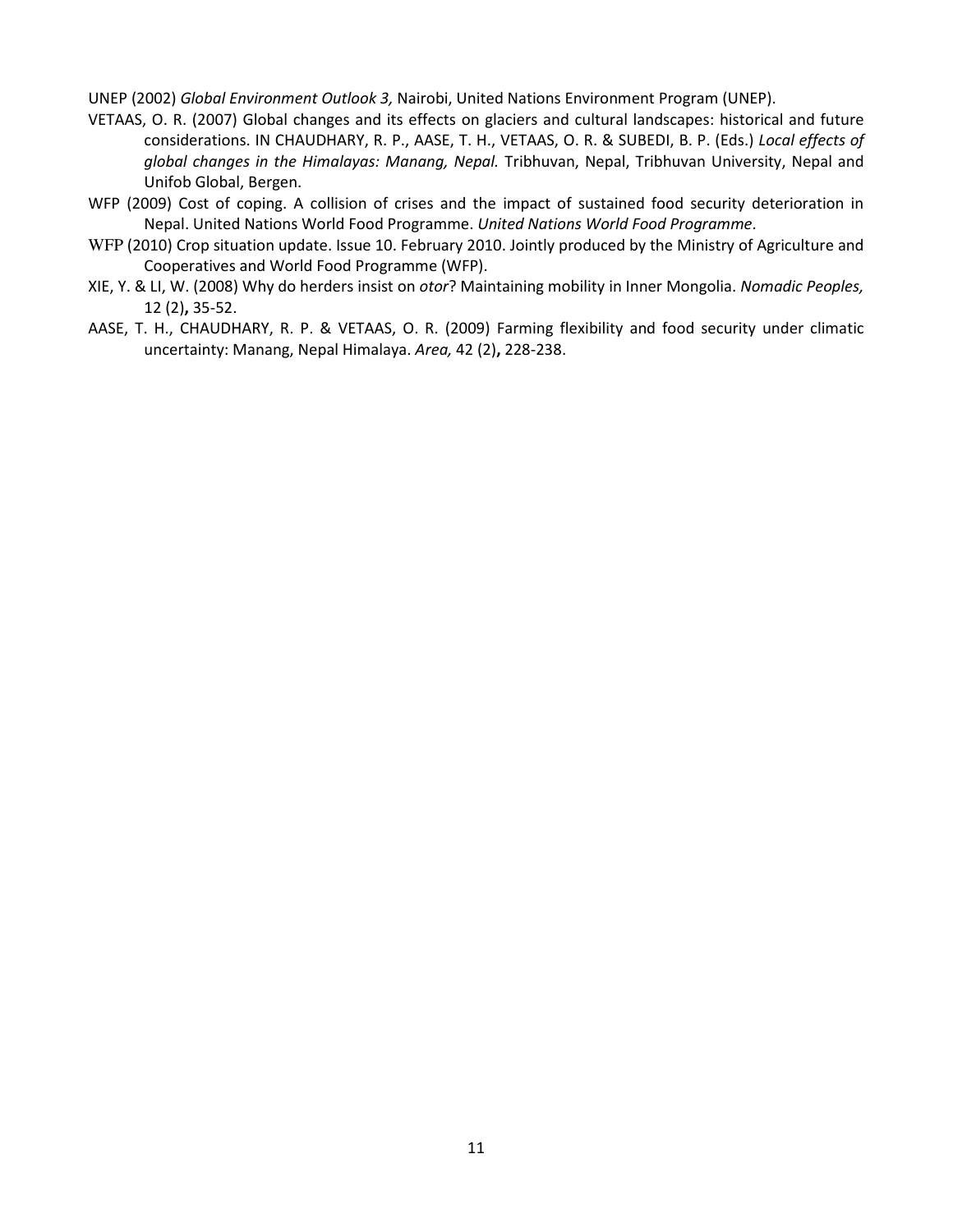UNEP (2002) *Global Environment Outlook 3,* Nairobi, United Nations Environment Program (UNEP).

VETAAS, O. R. (2007) Global changes and its effects on glaciers and cultural landscapes: historical and future considerations. IN CHAUDHARY, R. P., AASE, T. H., VETAAS, O. R. & SUBEDI, B. P. (Eds.) *Local effects of global changes in the Himalayas: Manang, Nepal.* Tribhuvan, Nepal, Tribhuvan University, Nepal and Unifob Global, Bergen.

WFP (2009) Cost of coping. A collision of crises and the impact of sustained food security deterioration in Nepal. United Nations World Food Programme. *United Nations World Food Programme*.

WFP (2010) Crop situation update. Issue 10. February 2010. Jointly produced by the Ministry of Agriculture and Cooperatives and World Food Programme (WFP).

XIE, Y. & LI, W. (2008) Why do herders insist on *otor*? Maintaining mobility in Inner Mongolia. *Nomadic Peoples,* 12 (2)**,** 35-52.

AASE, T. H., CHAUDHARY, R. P. & VETAAS, O. R. (2009) Farming flexibility and food security under climatic uncertainty: Manang, Nepal Himalaya. *Area,* 42 (2)**,** 228-238.